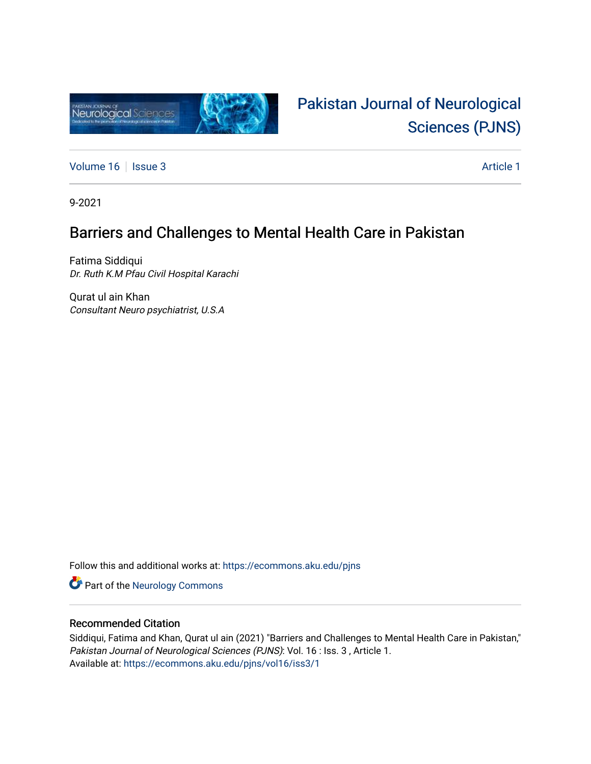# Pakistan Journal of Neurological Sciences (PJNS)

Volume 16 | Issue 3 | Article 1

9-2021

## Barriers and Challenges to Mental Health Care in Pakistan

Fatima Siddiqui
*Dr. Ruth K.M Pfau Civil Hospital Karachi*

Qurat ul ain Khan
*Consultant Neuro psychiatrist, U.S.A*

Follow this and additional works at: https://ecommons.aku.edu/pjns

Part of the Neurology Commons

### Recommended Citation

Siddiqui, Fatima and Khan, Qurat ul ain (2021) "Barriers and Challenges to Mental Health Care in Pakistan," *Pakistan Journal of Neurological Sciences (PJNS)*: Vol. 16 : Iss. 3 , Article 1.
Available at: https://ecommons.aku.edu/pjns/vol16/iss3/1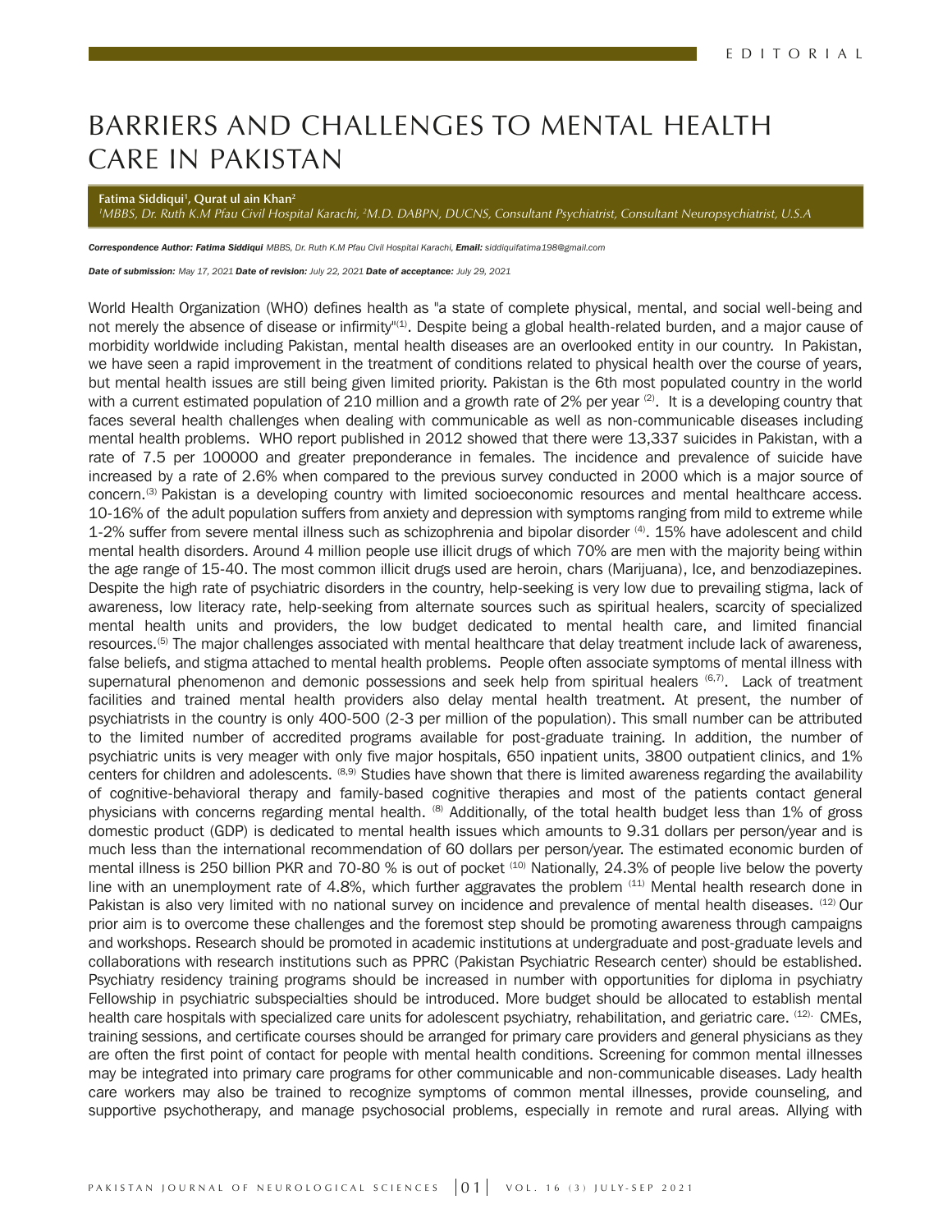EDITORIAL

# BARRIERS AND CHALLENGES TO MENTAL HEALTH CARE IN PAKISTAN

**Fatima Siddiqui[1], Qurat ul ain Khan[2]**

*[1]MBBS, Dr. Ruth K.M Pfau Civil Hospital Karachi, [2]M.D. DABPN, DUCNS, Consultant Psychiatrist, Consultant Neuropsychiatrist, U.S.A*

***Correspondence Author: Fatima Siddiqui** MBBS, Dr. Ruth K.M Pfau Civil Hospital Karachi, **Email:** siddiquifatima198@gmail.com*

***Date of submission:** May 17, 2021 **Date of revision:** July 22, 2021 **Date of acceptance:** July 29, 2021*

World Health Organization (WHO) defines health as "a state of complete physical, mental, and social well-being and not merely the absence of disease or infirmity"[1]. Despite being a global health-related burden, and a major cause of morbidity worldwide including Pakistan, mental health diseases are an overlooked entity in our country. In Pakistan, we have seen a rapid improvement in the treatment of conditions related to physical health over the course of years, but mental health issues are still being given limited priority. Pakistan is the 6th most populated country in the world with a current estimated population of 210 million and a growth rate of 2% per year [2]. It is a developing country that faces several health challenges when dealing with communicable as well as non-communicable diseases including mental health problems. WHO report published in 2012 showed that there were 13,337 suicides in Pakistan, with a rate of 7.5 per 100000 and greater preponderance in females. The incidence and prevalence of suicide have increased by a rate of 2.6% when compared to the previous survey conducted in 2000 which is a major source of concern.[3] Pakistan is a developing country with limited socioeconomic resources and mental healthcare access. 10-16% of the adult population suffers from anxiety and depression with symptoms ranging from mild to extreme while 1-2% suffer from severe mental illness such as schizophrenia and bipolar disorder [4]. 15% have adolescent and child mental health disorders. Around 4 million people use illicit drugs of which 70% are men with the majority being within the age range of 15-40. The most common illicit drugs used are heroin, chars (Marijuana), Ice, and benzodiazepines. Despite the high rate of psychiatric disorders in the country, help-seeking is very low due to prevailing stigma, lack of awareness, low literacy rate, help-seeking from alternate sources such as spiritual healers, scarcity of specialized mental health units and providers, the low budget dedicated to mental health care, and limited financial resources.[5] The major challenges associated with mental healthcare that delay treatment include lack of awareness, false beliefs, and stigma attached to mental health problems. People often associate symptoms of mental illness with supernatural phenomenon and demonic possessions and seek help from spiritual healers [6,7]. Lack of treatment facilities and trained mental health providers also delay mental health treatment. At present, the number of psychiatrists in the country is only 400-500 (2-3 per million of the population). This small number can be attributed to the limited number of accredited programs available for post-graduate training. In addition, the number of psychiatric units is very meager with only five major hospitals, 650 inpatient units, 3800 outpatient clinics, and 1% centers for children and adolescents. [8,9] Studies have shown that there is limited awareness regarding the availability of cognitive-behavioral therapy and family-based cognitive therapies and most of the patients contact general physicians with concerns regarding mental health. [8] Additionally, of the total health budget less than 1% of gross domestic product (GDP) is dedicated to mental health issues which amounts to 9.31 dollars per person/year and is much less than the international recommendation of 60 dollars per person/year. The estimated economic burden of mental illness is 250 billion PKR and 70-80 % is out of pocket [10] Nationally, 24.3% of people live below the poverty line with an unemployment rate of 4.8%, which further aggravates the problem [11] Mental health research done in Pakistan is also very limited with no national survey on incidence and prevalence of mental health diseases. [12] Our prior aim is to overcome these challenges and the foremost step should be promoting awareness through campaigns and workshops. Research should be promoted in academic institutions at undergraduate and post-graduate levels and collaborations with research institutions such as PPRC (Pakistan Psychiatric Research center) should be established. Psychiatry residency training programs should be increased in number with opportunities for diploma in psychiatry Fellowship in psychiatric subspecialties should be introduced. More budget should be allocated to establish mental health care hospitals with specialized care units for adolescent psychiatry, rehabilitation, and geriatric care. [12]. CMEs, training sessions, and certificate courses should be arranged for primary care providers and general physicians as they are often the first point of contact for people with mental health conditions. Screening for common mental illnesses may be integrated into primary care programs for other communicable and non-communicable diseases. Lady health care workers may also be trained to recognize symptoms of common mental illnesses, provide counseling, and supportive psychotherapy, and manage psychosocial problems, especially in remote and rural areas. Allying with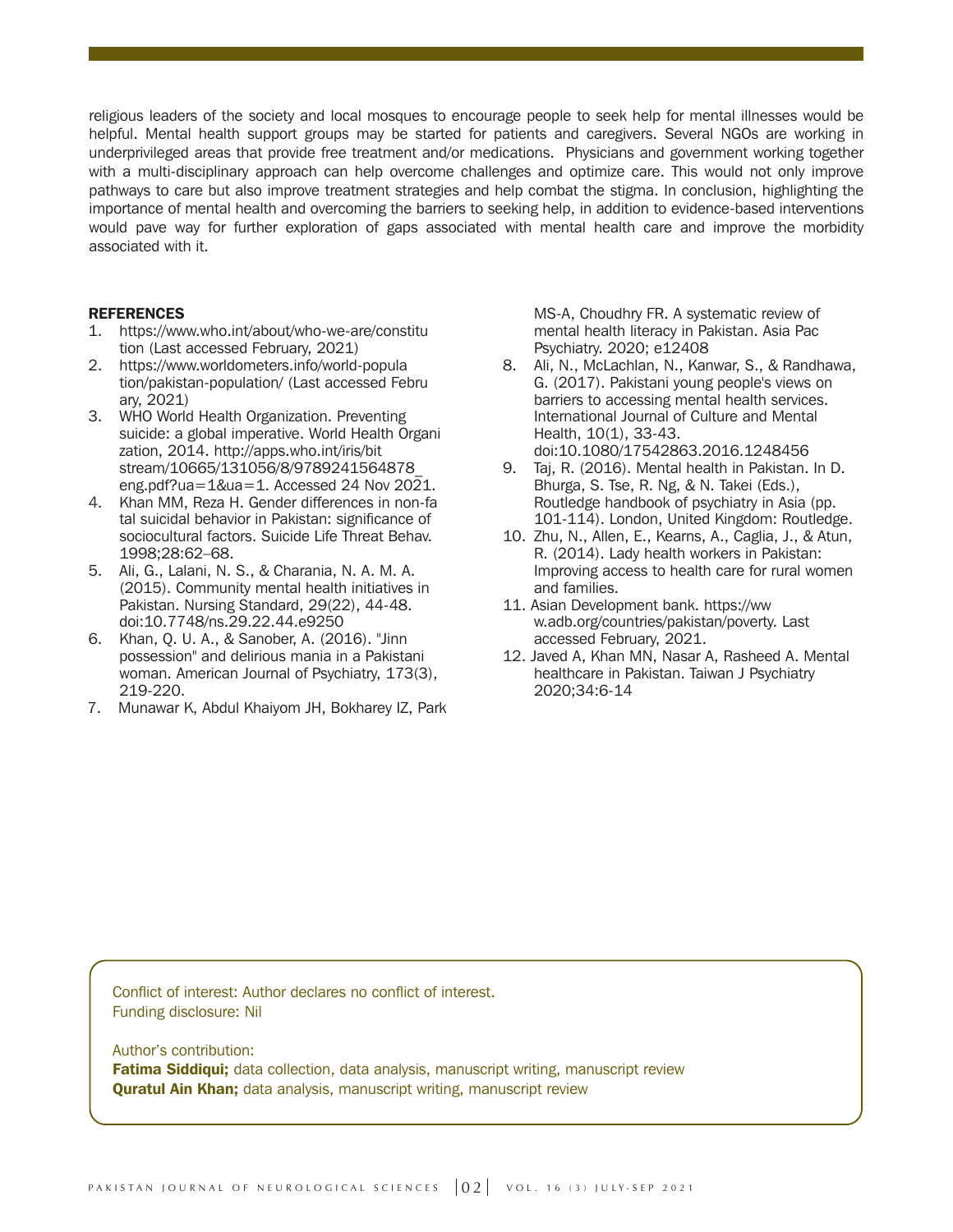religious leaders of the society and local mosques to encourage people to seek help for mental illnesses would be helpful. Mental health support groups may be started for patients and caregivers. Several NGOs are working in underprivileged areas that provide free treatment and/or medications. Physicians and government working together with a multi-disciplinary approach can help overcome challenges and optimize care. This would not only improve pathways to care but also improve treatment strategies and help combat the stigma. In conclusion, highlighting the importance of mental health and overcoming the barriers to seeking help, in addition to evidence-based interventions would pave way for further exploration of gaps associated with mental health care and improve the morbidity associated with it.

**REFERENCES**

1. https://www.who.int/about/who-we-are/constitution (Last accessed February, 2021)
2. https://www.worldometers.info/world-population/pakistan-population/ (Last accessed February, 2021)
3. WHO World Health Organization. Preventing suicide: a global imperative. World Health Organization, 2014. http://apps.who.int/iris/bitstream/10665/131056/8/9789241564878_eng.pdf?ua=1&ua=1. Accessed 24 Nov 2021.
4. Khan MM, Reza H. Gender differences in non-fatal suicidal behavior in Pakistan: significance of sociocultural factors. Suicide Life Threat Behav. 1998;28:62–68.
5. Ali, G., Lalani, N. S., & Charania, N. A. M. A. (2015). Community mental health initiatives in Pakistan. Nursing Standard, 29(22), 44-48. doi:10.7748/ns.29.22.44.e9250
6. Khan, Q. U. A., & Sanober, A. (2016). "Jinn possession" and delirious mania in a Pakistani woman. American Journal of Psychiatry, 173(3), 219-220.
7. Munawar K, Abdul Khaiyom JH, Bokharey IZ, Park MS-A, Choudhry FR. A systematic review of mental health literacy in Pakistan. Asia Pac Psychiatry. 2020; e12408
8. Ali, N., McLachlan, N., Kanwar, S., & Randhawa, G. (2017). Pakistani young people's views on barriers to accessing mental health services. International Journal of Culture and Mental Health, 10(1), 33-43. doi:10.1080/17542863.2016.1248456
9. Taj, R. (2016). Mental health in Pakistan. In D. Bhurga, S. Tse, R. Ng, & N. Takei (Eds.), Routledge handbook of psychiatry in Asia (pp. 101-114). London, United Kingdom: Routledge.
10. Zhu, N., Allen, E., Kearns, A., Caglia, J., & Atun, R. (2014). Lady health workers in Pakistan: Improving access to health care for rural women and families.
11. Asian Development bank. https://www.adb.org/countries/pakistan/poverty. Last accessed February, 2021.
12. Javed A, Khan MN, Nasar A, Rasheed A. Mental healthcare in Pakistan. Taiwan J Psychiatry 2020;34:6-14

Conflict of interest: Author declares no conflict of interest.
Funding disclosure: Nil

Author's contribution:
**Fatima Siddiqui;** data collection, data analysis, manuscript writing, manuscript review
**Quratul Ain Khan;** data analysis, manuscript writing, manuscript review